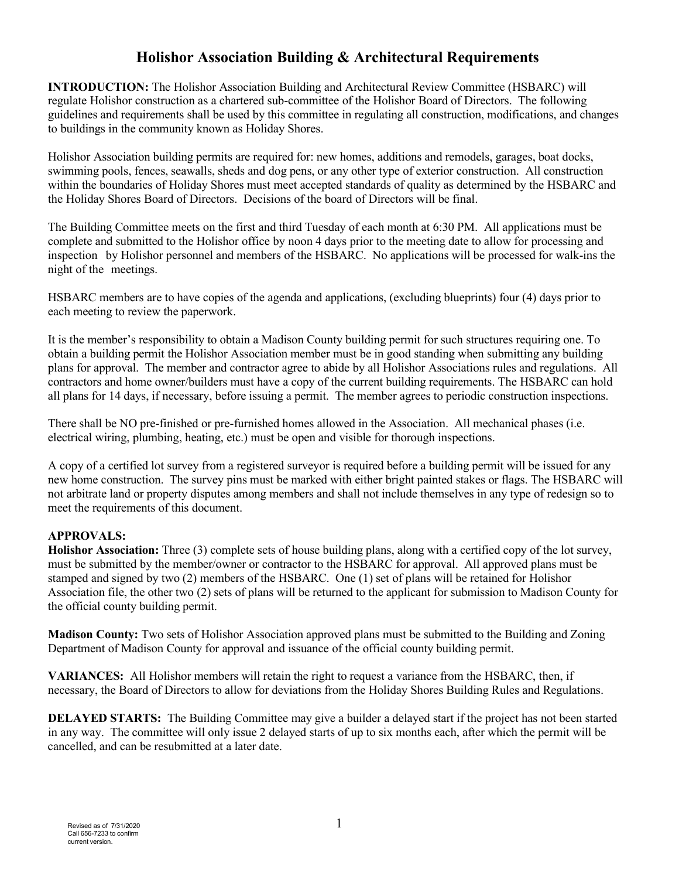# Holishor Association Building & Architectural Requirements

**INTRODUCTION:** The Holishor Association Building and Architectural Review Committee (HSBARC) will regulate Holishor construction as a chartered sub-committee of the Holishor Board of Directors. The following guidelines and requirements shall be used by this committee in regulating all construction, modifications, and changes to buildings in the community known as Holiday Shores.

Holishor Association building permits are required for: new homes, additions and remodels, garages, boat docks, swimming pools, fences, seawalls, sheds and dog pens, or any other type of exterior construction. All construction within the boundaries of Holiday Shores must meet accepted standards of quality as determined by the HSBARC and the Holiday Shores Board of Directors. Decisions of the board of Directors will be final.

The Building Committee meets on the first and third Tuesday of each month at 6:30 PM. All applications must be complete and submitted to the Holishor office by noon 4 days prior to the meeting date to allow for processing and inspection by Holishor personnel and members of the HSBARC. No applications will be processed for walk-ins the night of the meetings.

HSBARC members are to have copies of the agenda and applications, (excluding blueprints) four (4) days prior to each meeting to review the paperwork.

It is the member's responsibility to obtain a Madison County building permit for such structures requiring one. To obtain a building permit the Holishor Association member must be in good standing when submitting any building plans for approval. The member and contractor agree to abide by all Holishor Associations rules and regulations. All contractors and home owner/builders must have a copy of the current building requirements. The HSBARC can hold all plans for 14 days, if necessary, before issuing a permit. The member agrees to periodic construction inspections.

There shall be NO pre-finished or pre-furnished homes allowed in the Association. All mechanical phases (i.e. electrical wiring, plumbing, heating, etc.) must be open and visible for thorough inspections.

A copy of a certified lot survey from a registered surveyor is required before a building permit will be issued for any new home construction. The survey pins must be marked with either bright painted stakes or flags. The HSBARC will not arbitrate land or property disputes among members and shall not include themselves in any type of redesign so to meet the requirements of this document.

**APPROVALS:**

**Holishor Association:** Three (3) complete sets of house building plans, along with a certified copy of the lot survey, must be submitted by the member/owner or contractor to the HSBARC for approval. All approved plans must be stamped and signed by two (2) members of the HSBARC. One (1) set of plans will be retained for Holishor Association file, the other two (2) sets of plans will be returned to the applicant for submission to Madison County for the official county building permit.

**Madison County:** Two sets of Holishor Association approved plans must be submitted to the Building and Zoning Department of Madison County for approval and issuance of the official county building permit.

**VARIANCES:** All Holishor members will retain the right to request a variance from the HSBARC, then, if necessary, the Board of Directors to allow for deviations from the Holiday Shores Building Rules and Regulations.

**DELAYED STARTS:** The Building Committee may give a builder a delayed start if the project has not been started in any way. The committee will only issue 2 delayed starts of up to six months each, after which the permit will be cancelled, and can be resubmitted at a later date.

Revised as of 7/31/2020
Call 656-7233 to confirm current version.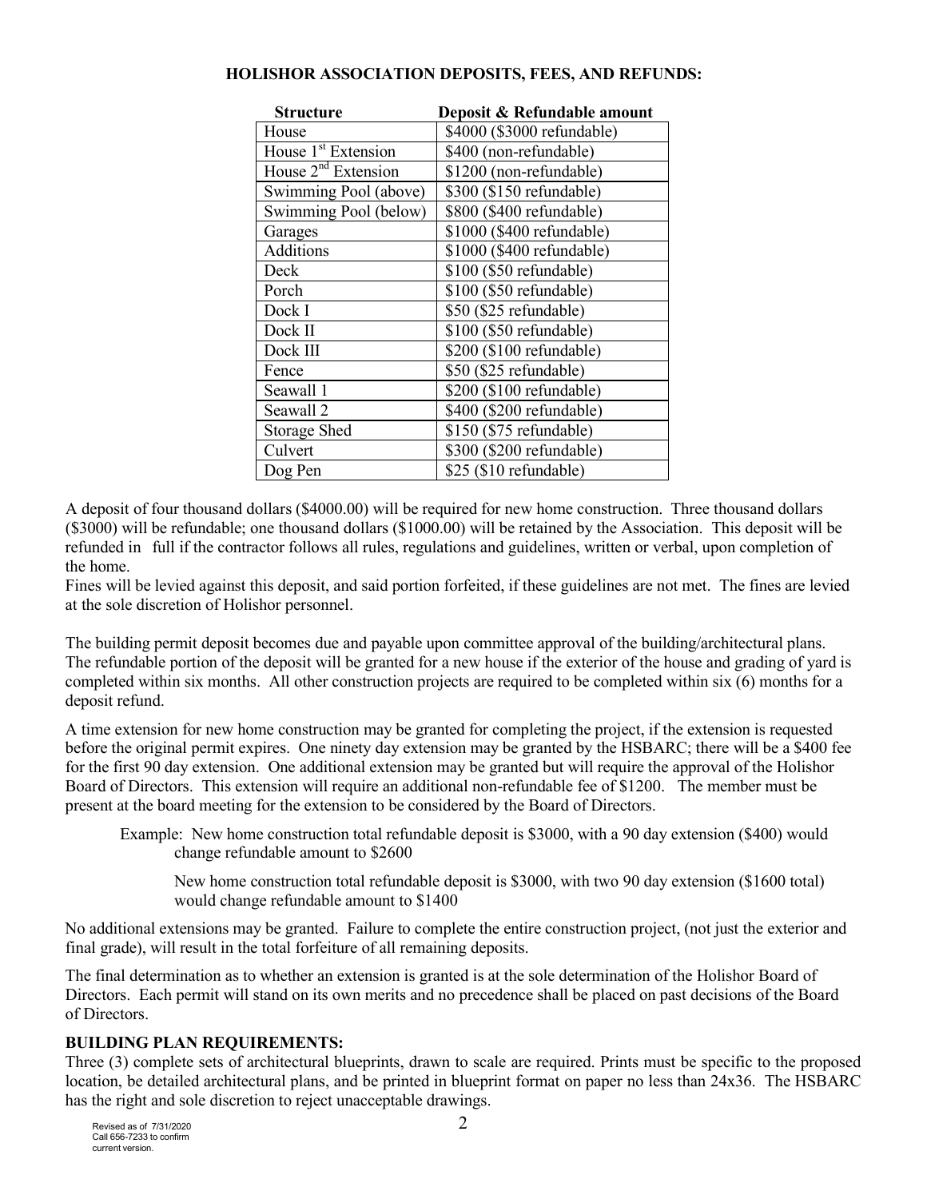**HOLISHOR ASSOCIATION DEPOSITS, FEES, AND REFUNDS:**

| Structure | Deposit & Refundable amount |
|---|---|
| House | $4000 ($3000 refundable) |
| House 1st Extension | $400 (non-refundable) |
| House 2nd Extension | $1200 (non-refundable) |
| Swimming Pool (above) | $300 ($150 refundable) |
| Swimming Pool (below) | $800 ($400 refundable) |
| Garages | $1000 ($400 refundable) |
| Additions | $1000 ($400 refundable) |
| Deck | $100 ($50 refundable) |
| Porch | $100 ($50 refundable) |
| Dock I | $50 ($25 refundable) |
| Dock II | $100 ($50 refundable) |
| Dock III | $200 ($100 refundable) |
| Fence | $50 ($25 refundable) |
| Seawall 1 | $200 ($100 refundable) |
| Seawall 2 | $400 ($200 refundable) |
| Storage Shed | $150 ($75 refundable) |
| Culvert | $300 ($200 refundable) |
| Dog Pen | $25 ($10 refundable) |

A deposit of four thousand dollars ($4000.00) will be required for new home construction. Three thousand dollars ($3000) will be refundable; one thousand dollars ($1000.00) will be retained by the Association. This deposit will be refunded in full if the contractor follows all rules, regulations and guidelines, written or verbal, upon completion of the home.

Fines will be levied against this deposit, and said portion forfeited, if these guidelines are not met. The fines are levied at the sole discretion of Holishor personnel.

The building permit deposit becomes due and payable upon committee approval of the building/architectural plans. The refundable portion of the deposit will be granted for a new house if the exterior of the house and grading of yard is completed within six months. All other construction projects are required to be completed within six (6) months for a deposit refund.

A time extension for new home construction may be granted for completing the project, if the extension is requested before the original permit expires. One ninety day extension may be granted by the HSBARC; there will be a $400 fee for the first 90 day extension. One additional extension may be granted but will require the approval of the Holishor Board of Directors. This extension will require an additional non-refundable fee of $1200. The member must be present at the board meeting for the extension to be considered by the Board of Directors.

Example: New home construction total refundable deposit is $3000, with a 90 day extension ($400) would change refundable amount to $2600

New home construction total refundable deposit is $3000, with two 90 day extension ($1600 total) would change refundable amount to $1400

No additional extensions may be granted. Failure to complete the entire construction project, (not just the exterior and final grade), will result in the total forfeiture of all remaining deposits.

The final determination as to whether an extension is granted is at the sole determination of the Holishor Board of Directors. Each permit will stand on its own merits and no precedence shall be placed on past decisions of the Board of Directors.

**BUILDING PLAN REQUIREMENTS:**

Three (3) complete sets of architectural blueprints, drawn to scale are required. Prints must be specific to the proposed location, be detailed architectural plans, and be printed in blueprint format on paper no less than 24x36. The HSBARC has the right and sole discretion to reject unacceptable drawings.

Revised as of 7/31/2020
Call 656-7233 to confirm current version.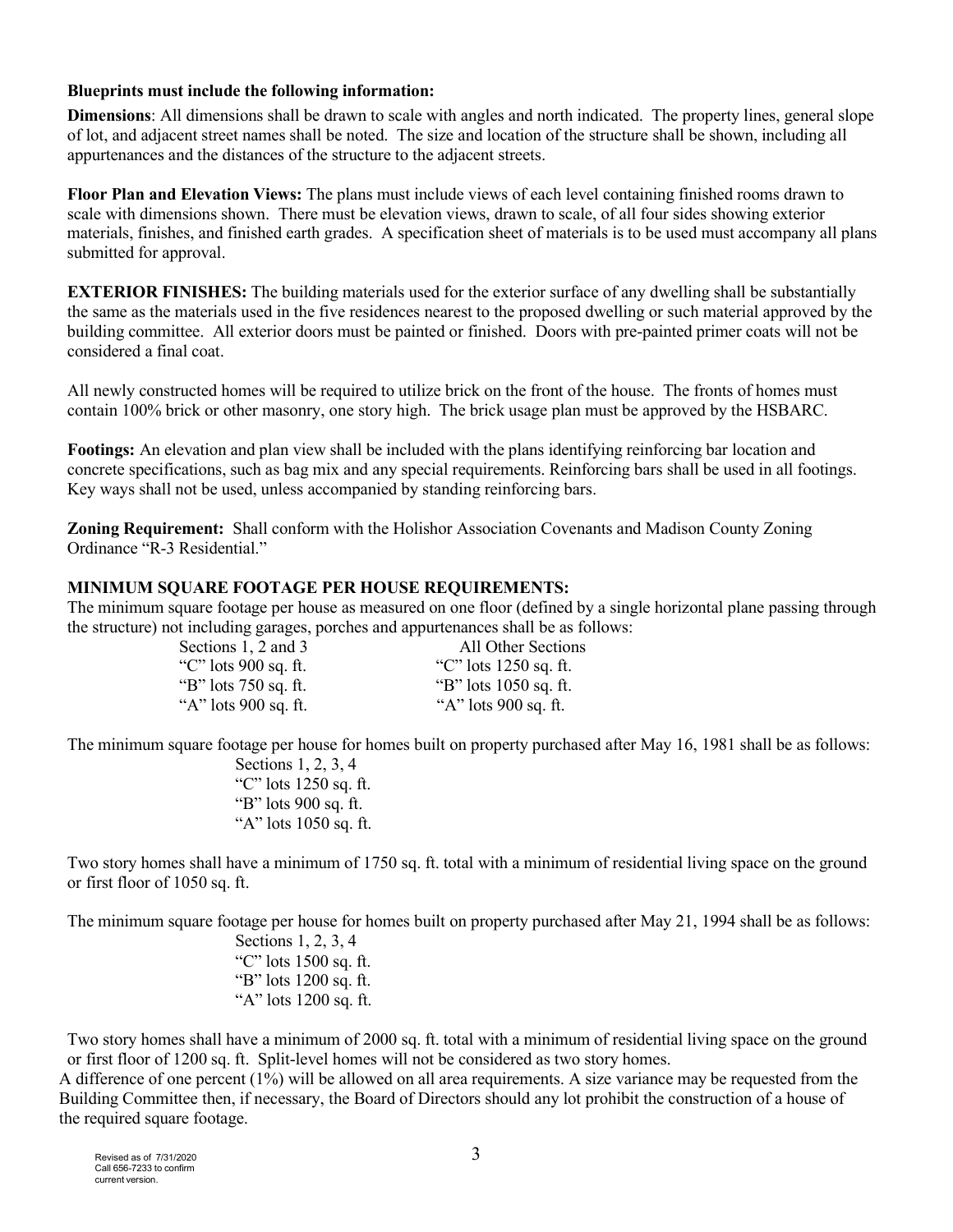**Blueprints must include the following information:**

**Dimensions**: All dimensions shall be drawn to scale with angles and north indicated. The property lines, general slope of lot, and adjacent street names shall be noted. The size and location of the structure shall be shown, including all appurtenances and the distances of the structure to the adjacent streets.

**Floor Plan and Elevation Views:** The plans must include views of each level containing finished rooms drawn to scale with dimensions shown. There must be elevation views, drawn to scale, of all four sides showing exterior materials, finishes, and finished earth grades. A specification sheet of materials is to be used must accompany all plans submitted for approval.

**EXTERIOR FINISHES:** The building materials used for the exterior surface of any dwelling shall be substantially the same as the materials used in the five residences nearest to the proposed dwelling or such material approved by the building committee. All exterior doors must be painted or finished. Doors with pre-painted primer coats will not be considered a final coat.

All newly constructed homes will be required to utilize brick on the front of the house. The fronts of homes must contain 100% brick or other masonry, one story high. The brick usage plan must be approved by the HSBARC.

**Footings:** An elevation and plan view shall be included with the plans identifying reinforcing bar location and concrete specifications, such as bag mix and any special requirements. Reinforcing bars shall be used in all footings. Key ways shall not be used, unless accompanied by standing reinforcing bars.

**Zoning Requirement:** Shall conform with the Holishor Association Covenants and Madison County Zoning Ordinance "R-3 Residential."

**MINIMUM SQUARE FOOTAGE PER HOUSE REQUIREMENTS:**

The minimum square footage per house as measured on one floor (defined by a single horizontal plane passing through the structure) not including garages, porches and appurtenances shall be as follows:

| Sections 1, 2 and 3 | All Other Sections |
|---|---|
| "C" lots 900 sq. ft. | "C" lots 1250 sq. ft. |
| "B" lots 750 sq. ft. | "B" lots 1050 sq. ft. |
| "A" lots 900 sq. ft. | "A" lots 900 sq. ft. |

The minimum square footage per house for homes built on property purchased after May 16, 1981 shall be as follows:

Sections 1, 2, 3, 4
"C" lots 1250 sq. ft.
"B" lots 900 sq. ft.
"A" lots 1050 sq. ft.

Two story homes shall have a minimum of 1750 sq. ft. total with a minimum of residential living space on the ground or first floor of 1050 sq. ft.

The minimum square footage per house for homes built on property purchased after May 21, 1994 shall be as follows:

Sections 1, 2, 3, 4
"C" lots 1500 sq. ft.
"B" lots 1200 sq. ft.
"A" lots 1200 sq. ft.

Two story homes shall have a minimum of 2000 sq. ft. total with a minimum of residential living space on the ground or first floor of 1200 sq. ft. Split-level homes will not be considered as two story homes.

A difference of one percent (1%) will be allowed on all area requirements. A size variance may be requested from the Building Committee then, if necessary, the Board of Directors should any lot prohibit the construction of a house of the required square footage.

Revised as of 7/31/2020
Call 656-7233 to confirm current version.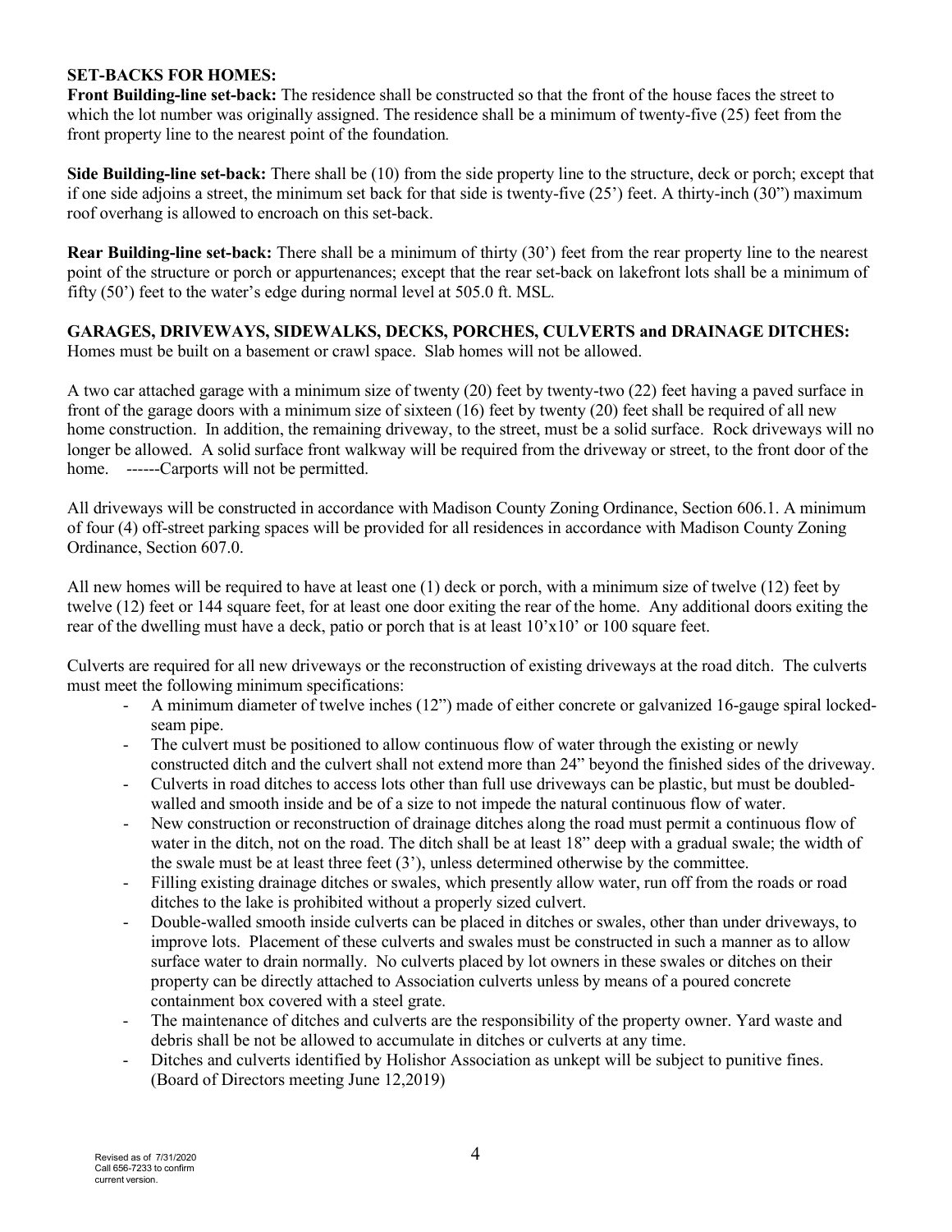**SET-BACKS FOR HOMES:**

**Front Building-line set-back:** The residence shall be constructed so that the front of the house faces the street to which the lot number was originally assigned. The residence shall be a minimum of twenty-five (25) feet from the front property line to the nearest point of the foundation.

**Side Building-line set-back:** There shall be (10) from the side property line to the structure, deck or porch; except that if one side adjoins a street, the minimum set back for that side is twenty-five (25') feet. A thirty-inch (30") maximum roof overhang is allowed to encroach on this set-back.

**Rear Building-line set-back:** There shall be a minimum of thirty (30') feet from the rear property line to the nearest point of the structure or porch or appurtenances; except that the rear set-back on lakefront lots shall be a minimum of fifty (50') feet to the water's edge during normal level at 505.0 ft. MSL.

**GARAGES, DRIVEWAYS, SIDEWALKS, DECKS, PORCHES, CULVERTS and DRAINAGE DITCHES:**
Homes must be built on a basement or crawl space. Slab homes will not be allowed.

A two car attached garage with a minimum size of twenty (20) feet by twenty-two (22) feet having a paved surface in front of the garage doors with a minimum size of sixteen (16) feet by twenty (20) feet shall be required of all new home construction. In addition, the remaining driveway, to the street, must be a solid surface. Rock driveways will no longer be allowed. A solid surface front walkway will be required from the driveway or street, to the front door of the home. ------Carports will not be permitted.

All driveways will be constructed in accordance with Madison County Zoning Ordinance, Section 606.1. A minimum of four (4) off-street parking spaces will be provided for all residences in accordance with Madison County Zoning Ordinance, Section 607.0.

All new homes will be required to have at least one (1) deck or porch, with a minimum size of twelve (12) feet by twelve (12) feet or 144 square feet, for at least one door exiting the rear of the home. Any additional doors exiting the rear of the dwelling must have a deck, patio or porch that is at least 10'x10' or 100 square feet.

Culverts are required for all new driveways or the reconstruction of existing driveways at the road ditch. The culverts must meet the following minimum specifications:

- A minimum diameter of twelve inches (12") made of either concrete or galvanized 16-gauge spiral locked-seam pipe.
- The culvert must be positioned to allow continuous flow of water through the existing or newly constructed ditch and the culvert shall not extend more than 24" beyond the finished sides of the driveway.
- Culverts in road ditches to access lots other than full use driveways can be plastic, but must be doubled-walled and smooth inside and be of a size to not impede the natural continuous flow of water.
- New construction or reconstruction of drainage ditches along the road must permit a continuous flow of water in the ditch, not on the road. The ditch shall be at least 18" deep with a gradual swale; the width of the swale must be at least three feet (3'), unless determined otherwise by the committee.
- Filling existing drainage ditches or swales, which presently allow water, run off from the roads or road ditches to the lake is prohibited without a properly sized culvert.
- Double-walled smooth inside culverts can be placed in ditches or swales, other than under driveways, to improve lots. Placement of these culverts and swales must be constructed in such a manner as to allow surface water to drain normally. No culverts placed by lot owners in these swales or ditches on their property can be directly attached to Association culverts unless by means of a poured concrete containment box covered with a steel grate.
- The maintenance of ditches and culverts are the responsibility of the property owner. Yard waste and debris shall be not be allowed to accumulate in ditches or culverts at any time.
- Ditches and culverts identified by Holishor Association as unkept will be subject to punitive fines. (Board of Directors meeting June 12,2019)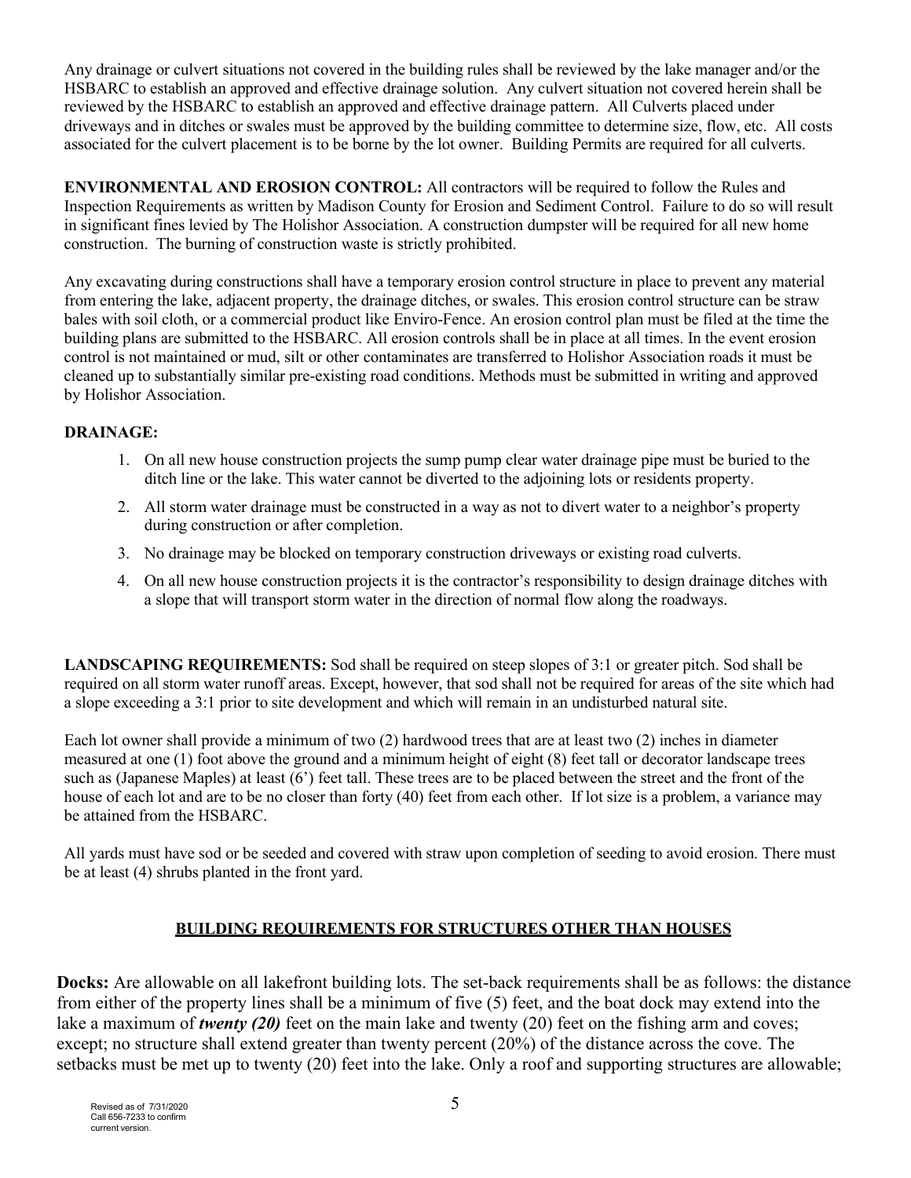Any drainage or culvert situations not covered in the building rules shall be reviewed by the lake manager and/or the HSBARC to establish an approved and effective drainage solution. Any culvert situation not covered herein shall be reviewed by the HSBARC to establish an approved and effective drainage pattern. All Culverts placed under driveways and in ditches or swales must be approved by the building committee to determine size, flow, etc. All costs associated for the culvert placement is to be borne by the lot owner. Building Permits are required for all culverts.

**ENVIRONMENTAL AND EROSION CONTROL:** All contractors will be required to follow the Rules and Inspection Requirements as written by Madison County for Erosion and Sediment Control. Failure to do so will result in significant fines levied by The Holishor Association. A construction dumpster will be required for all new home construction. The burning of construction waste is strictly prohibited.

Any excavating during constructions shall have a temporary erosion control structure in place to prevent any material from entering the lake, adjacent property, the drainage ditches, or swales. This erosion control structure can be straw bales with soil cloth, or a commercial product like Enviro-Fence. An erosion control plan must be filed at the time the building plans are submitted to the HSBARC. All erosion controls shall be in place at all times. In the event erosion control is not maintained or mud, silt or other contaminates are transferred to Holishor Association roads it must be cleaned up to substantially similar pre-existing road conditions. Methods must be submitted in writing and approved by Holishor Association.

**DRAINAGE:**

1. On all new house construction projects the sump pump clear water drainage pipe must be buried to the ditch line or the lake. This water cannot be diverted to the adjoining lots or residents property.
2. All storm water drainage must be constructed in a way as not to divert water to a neighbor's property during construction or after completion.
3. No drainage may be blocked on temporary construction driveways or existing road culverts.
4. On all new house construction projects it is the contractor's responsibility to design drainage ditches with a slope that will transport storm water in the direction of normal flow along the roadways.

**LANDSCAPING REQUIREMENTS:** Sod shall be required on steep slopes of 3:1 or greater pitch. Sod shall be required on all storm water runoff areas. Except, however, that sod shall not be required for areas of the site which had a slope exceeding a 3:1 prior to site development and which will remain in an undisturbed natural site.

Each lot owner shall provide a minimum of two (2) hardwood trees that are at least two (2) inches in diameter measured at one (1) foot above the ground and a minimum height of eight (8) feet tall or decorator landscape trees such as (Japanese Maples) at least (6') feet tall. These trees are to be placed between the street and the front of the house of each lot and are to be no closer than forty (40) feet from each other. If lot size is a problem, a variance may be attained from the HSBARC.

All yards must have sod or be seeded and covered with straw upon completion of seeding to avoid erosion. There must be at least (4) shrubs planted in the front yard.

## BUILDING REQUIREMENTS FOR STRUCTURES OTHER THAN HOUSES

**Docks:** Are allowable on all lakefront building lots. The set-back requirements shall be as follows: the distance from either of the property lines shall be a minimum of five (5) feet, and the boat dock may extend into the lake a maximum of ***twenty (20)*** feet on the main lake and twenty (20) feet on the fishing arm and coves; except; no structure shall extend greater than twenty percent (20%) of the distance across the cove. The setbacks must be met up to twenty (20) feet into the lake. Only a roof and supporting structures are allowable;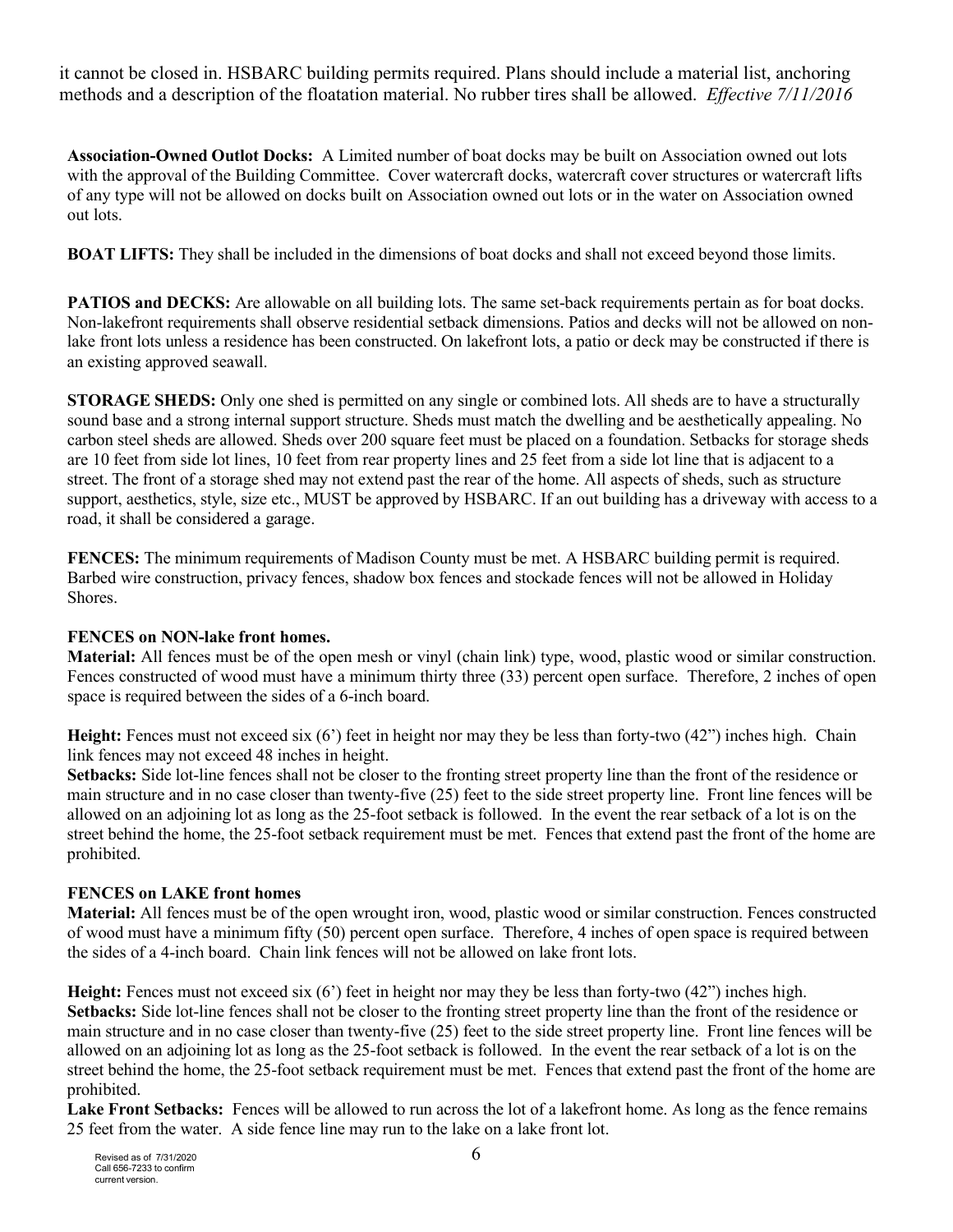it cannot be closed in. HSBARC building permits required. Plans should include a material list, anchoring methods and a description of the floatation material. No rubber tires shall be allowed. *Effective 7/11/2016*

**Association-Owned Outlot Docks:** A Limited number of boat docks may be built on Association owned out lots with the approval of the Building Committee. Cover watercraft docks, watercraft cover structures or watercraft lifts of any type will not be allowed on docks built on Association owned out lots or in the water on Association owned out lots.

**BOAT LIFTS:** They shall be included in the dimensions of boat docks and shall not exceed beyond those limits.

**PATIOS and DECKS:** Are allowable on all building lots. The same set-back requirements pertain as for boat docks. Non-lakefront requirements shall observe residential setback dimensions. Patios and decks will not be allowed on non-lake front lots unless a residence has been constructed. On lakefront lots, a patio or deck may be constructed if there is an existing approved seawall.

**STORAGE SHEDS:** Only one shed is permitted on any single or combined lots. All sheds are to have a structurally sound base and a strong internal support structure. Sheds must match the dwelling and be aesthetically appealing. No carbon steel sheds are allowed. Sheds over 200 square feet must be placed on a foundation. Setbacks for storage sheds are 10 feet from side lot lines, 10 feet from rear property lines and 25 feet from a side lot line that is adjacent to a street. The front of a storage shed may not extend past the rear of the home. All aspects of sheds, such as structure support, aesthetics, style, size etc., MUST be approved by HSBARC. If an out building has a driveway with access to a road, it shall be considered a garage.

**FENCES:** The minimum requirements of Madison County must be met. A HSBARC building permit is required. Barbed wire construction, privacy fences, shadow box fences and stockade fences will not be allowed in Holiday Shores.

**FENCES on NON-lake front homes.**

**Material:** All fences must be of the open mesh or vinyl (chain link) type, wood, plastic wood or similar construction. Fences constructed of wood must have a minimum thirty three (33) percent open surface. Therefore, 2 inches of open space is required between the sides of a 6-inch board.

**Height:** Fences must not exceed six (6') feet in height nor may they be less than forty-two (42") inches high. Chain link fences may not exceed 48 inches in height.

**Setbacks:** Side lot-line fences shall not be closer to the fronting street property line than the front of the residence or main structure and in no case closer than twenty-five (25) feet to the side street property line. Front line fences will be allowed on an adjoining lot as long as the 25-foot setback is followed. In the event the rear setback of a lot is on the street behind the home, the 25-foot setback requirement must be met. Fences that extend past the front of the home are prohibited.

**FENCES on LAKE front homes**

**Material:** All fences must be of the open wrought iron, wood, plastic wood or similar construction. Fences constructed of wood must have a minimum fifty (50) percent open surface. Therefore, 4 inches of open space is required between the sides of a 4-inch board. Chain link fences will not be allowed on lake front lots.

**Height:** Fences must not exceed six (6') feet in height nor may they be less than forty-two (42") inches high.

**Setbacks:** Side lot-line fences shall not be closer to the fronting street property line than the front of the residence or main structure and in no case closer than twenty-five (25) feet to the side street property line. Front line fences will be allowed on an adjoining lot as long as the 25-foot setback is followed. In the event the rear setback of a lot is on the street behind the home, the 25-foot setback requirement must be met. Fences that extend past the front of the home are prohibited.

**Lake Front Setbacks:** Fences will be allowed to run across the lot of a lakefront home. As long as the fence remains 25 feet from the water. A side fence line may run to the lake on a lake front lot.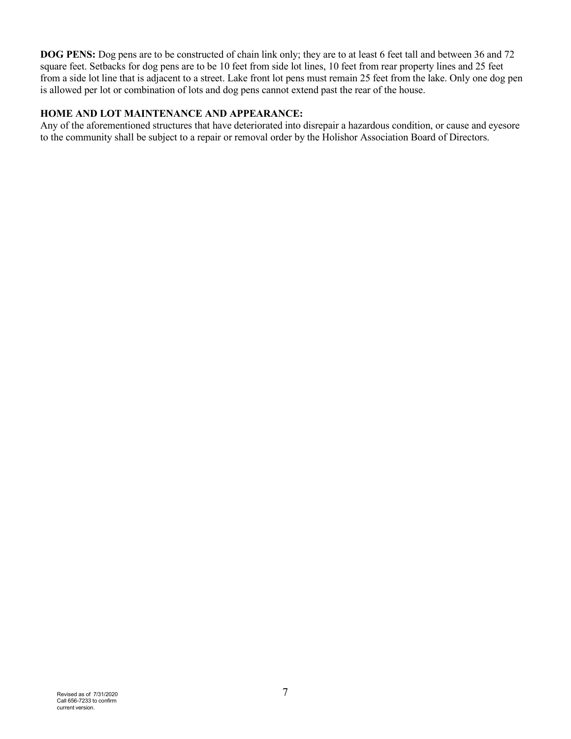**DOG PENS:** Dog pens are to be constructed of chain link only; they are to at least 6 feet tall and between 36 and 72 square feet. Setbacks for dog pens are to be 10 feet from side lot lines, 10 feet from rear property lines and 25 feet from a side lot line that is adjacent to a street. Lake front lot pens must remain 25 feet from the lake. Only one dog pen is allowed per lot or combination of lots and dog pens cannot extend past the rear of the house.

**HOME AND LOT MAINTENANCE AND APPEARANCE:**

Any of the aforementioned structures that have deteriorated into disrepair a hazardous condition, or cause and eyesore to the community shall be subject to a repair or removal order by the Holishor Association Board of Directors.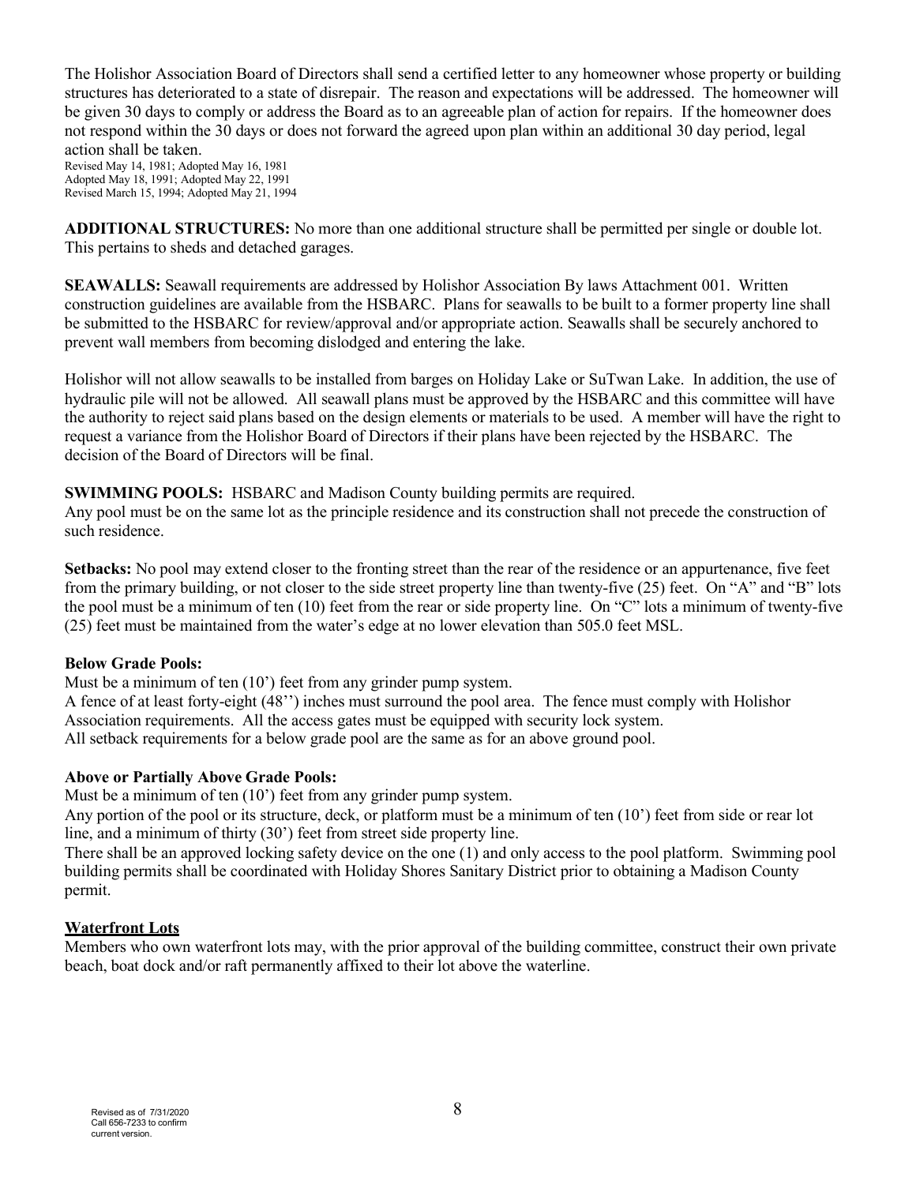The Holishor Association Board of Directors shall send a certified letter to any homeowner whose property or building structures has deteriorated to a state of disrepair. The reason and expectations will be addressed. The homeowner will be given 30 days to comply or address the Board as to an agreeable plan of action for repairs. If the homeowner does not respond within the 30 days or does not forward the agreed upon plan within an additional 30 day period, legal action shall be taken.
Revised May 14, 1981; Adopted May 16, 1981
Adopted May 18, 1991; Adopted May 22, 1991
Revised March 15, 1994; Adopted May 21, 1994

**ADDITIONAL STRUCTURES:** No more than one additional structure shall be permitted per single or double lot. This pertains to sheds and detached garages.

**SEAWALLS:** Seawall requirements are addressed by Holishor Association By laws Attachment 001. Written construction guidelines are available from the HSBARC. Plans for seawalls to be built to a former property line shall be submitted to the HSBARC for review/approval and/or appropriate action. Seawalls shall be securely anchored to prevent wall members from becoming dislodged and entering the lake.

Holishor will not allow seawalls to be installed from barges on Holiday Lake or SuTwan Lake. In addition, the use of hydraulic pile will not be allowed. All seawall plans must be approved by the HSBARC and this committee will have the authority to reject said plans based on the design elements or materials to be used. A member will have the right to request a variance from the Holishor Board of Directors if their plans have been rejected by the HSBARC. The decision of the Board of Directors will be final.

**SWIMMING POOLS:** HSBARC and Madison County building permits are required.
Any pool must be on the same lot as the principle residence and its construction shall not precede the construction of such residence.

**Setbacks:** No pool may extend closer to the fronting street than the rear of the residence or an appurtenance, five feet from the primary building, or not closer to the side street property line than twenty-five (25) feet. On "A" and "B" lots the pool must be a minimum of ten (10) feet from the rear or side property line. On "C" lots a minimum of twenty-five (25) feet must be maintained from the water's edge at no lower elevation than 505.0 feet MSL.

**Below Grade Pools:**

Must be a minimum of ten (10') feet from any grinder pump system.
A fence of at least forty-eight (48'') inches must surround the pool area. The fence must comply with Holishor Association requirements. All the access gates must be equipped with security lock system.
All setback requirements for a below grade pool are the same as for an above ground pool.

**Above or Partially Above Grade Pools:**

Must be a minimum of ten (10') feet from any grinder pump system.
Any portion of the pool or its structure, deck, or platform must be a minimum of ten (10') feet from side or rear lot line, and a minimum of thirty (30') feet from street side property line.
There shall be an approved locking safety device on the one (1) and only access to the pool platform. Swimming pool building permits shall be coordinated with Holiday Shores Sanitary District prior to obtaining a Madison County permit.

**Waterfront Lots**

Members who own waterfront lots may, with the prior approval of the building committee, construct their own private beach, boat dock and/or raft permanently affixed to their lot above the waterline.

Revised as of 7/31/2020
Call 656-7233 to confirm current version.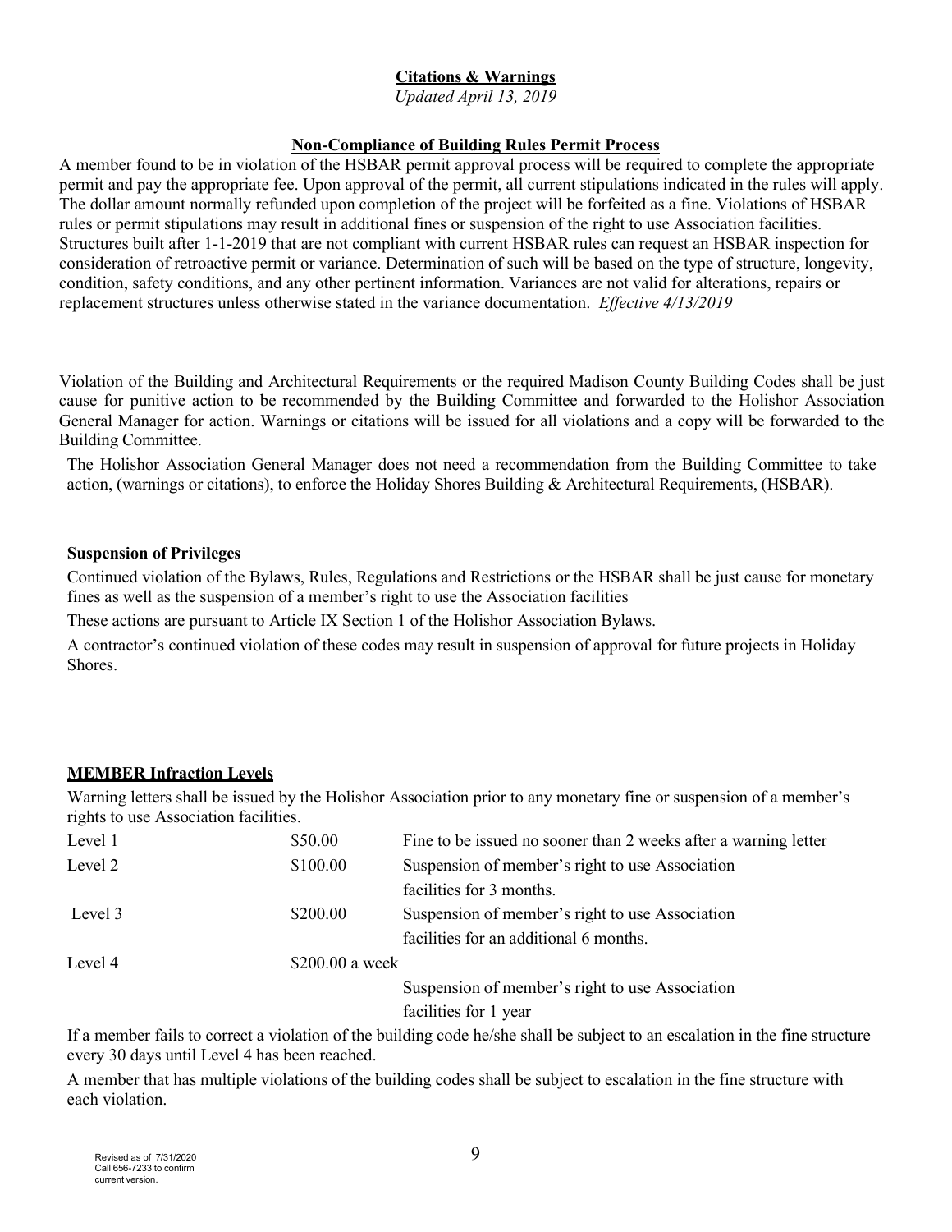## Citations & Warnings

*Updated April 13, 2019*

### Non-Compliance of Building Rules Permit Process

A member found to be in violation of the HSBAR permit approval process will be required to complete the appropriate permit and pay the appropriate fee. Upon approval of the permit, all current stipulations indicated in the rules will apply. The dollar amount normally refunded upon completion of the project will be forfeited as a fine. Violations of HSBAR rules or permit stipulations may result in additional fines or suspension of the right to use Association facilities. Structures built after 1-1-2019 that are not compliant with current HSBAR rules can request an HSBAR inspection for consideration of retroactive permit or variance. Determination of such will be based on the type of structure, longevity, condition, safety conditions, and any other pertinent information. Variances are not valid for alterations, repairs or replacement structures unless otherwise stated in the variance documentation. *Effective 4/13/2019*

Violation of the Building and Architectural Requirements or the required Madison County Building Codes shall be just cause for punitive action to be recommended by the Building Committee and forwarded to the Holishor Association General Manager for action. Warnings or citations will be issued for all violations and a copy will be forwarded to the Building Committee.

The Holishor Association General Manager does not need a recommendation from the Building Committee to take action, (warnings or citations), to enforce the Holiday Shores Building & Architectural Requirements, (HSBAR).

**Suspension of Privileges**

Continued violation of the Bylaws, Rules, Regulations and Restrictions or the HSBAR shall be just cause for monetary fines as well as the suspension of a member's right to use the Association facilities

These actions are pursuant to Article IX Section 1 of the Holishor Association Bylaws.

A contractor's continued violation of these codes may result in suspension of approval for future projects in Holiday Shores.

### MEMBER Infraction Levels

Warning letters shall be issued by the Holishor Association prior to any monetary fine or suspension of a member's rights to use Association facilities.

| Level | Fine | Action |
|---|---|---|
| Level 1 | \$50.00 | Fine to be issued no sooner than 2 weeks after a warning letter |
| Level 2 | \$100.00 | Suspension of member's right to use Association facilities for 3 months. |
| Level 3 | \$200.00 | Suspension of member's right to use Association facilities for an additional 6 months. |
| Level 4 | \$200.00 a week | Suspension of member's right to use Association facilities for 1 year |

If a member fails to correct a violation of the building code he/she shall be subject to an escalation in the fine structure every 30 days until Level 4 has been reached.

A member that has multiple violations of the building codes shall be subject to escalation in the fine structure with each violation.

Revised as of 7/31/2020
Call 656-7233 to confirm current version.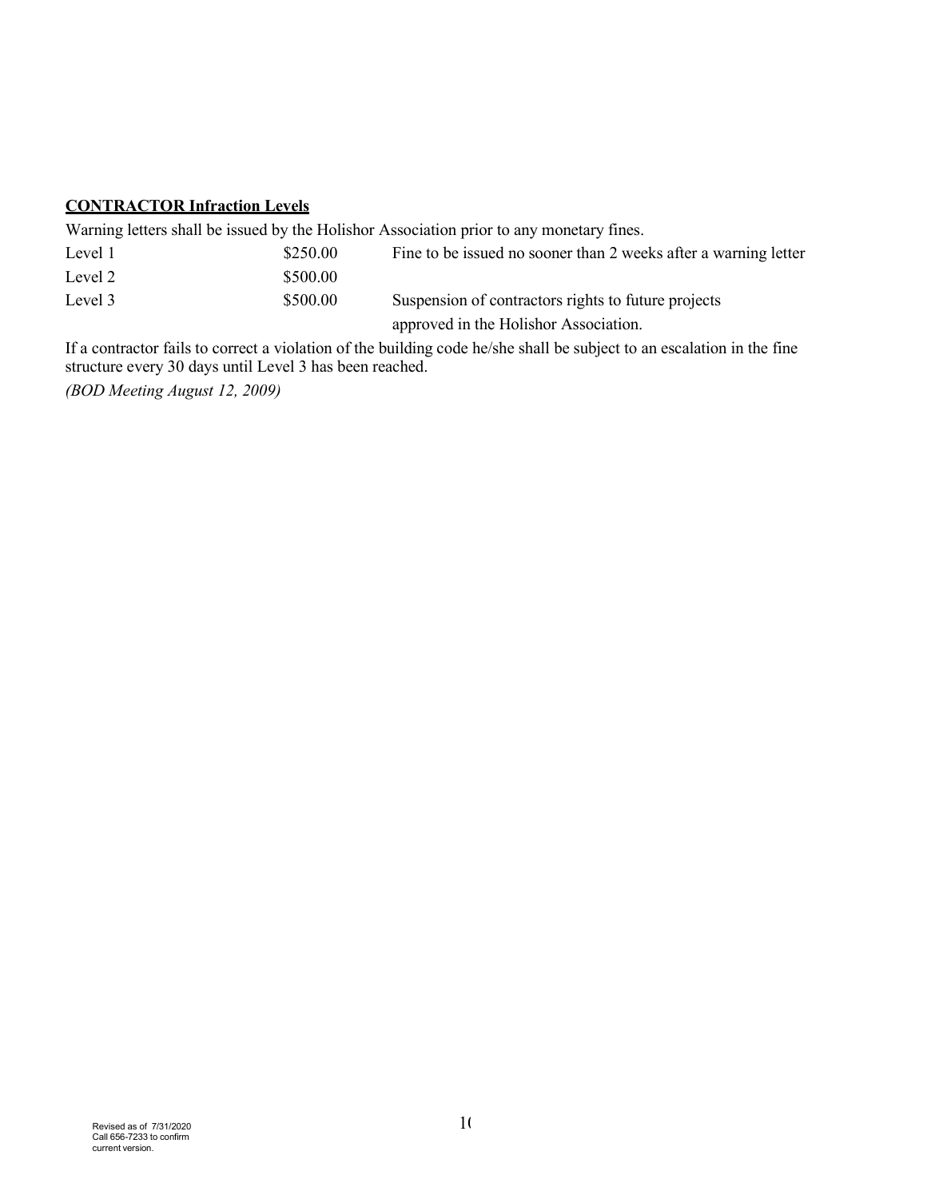**CONTRACTOR Infraction Levels**

Warning letters shall be issued by the Holishor Association prior to any monetary fines.

| | | |
|---|---|---|
| Level 1 | $250.00 | Fine to be issued no sooner than 2 weeks after a warning letter |
| Level 2 | $500.00 | |
| Level 3 | $500.00 | Suspension of contractors rights to future projects approved in the Holishor Association. |

If a contractor fails to correct a violation of the building code he/she shall be subject to an escalation in the fine structure every 30 days until Level 3 has been reached.

*(BOD Meeting August 12, 2009)*

Revised as of 7/31/2020
Call 656-7233 to confirm current version.